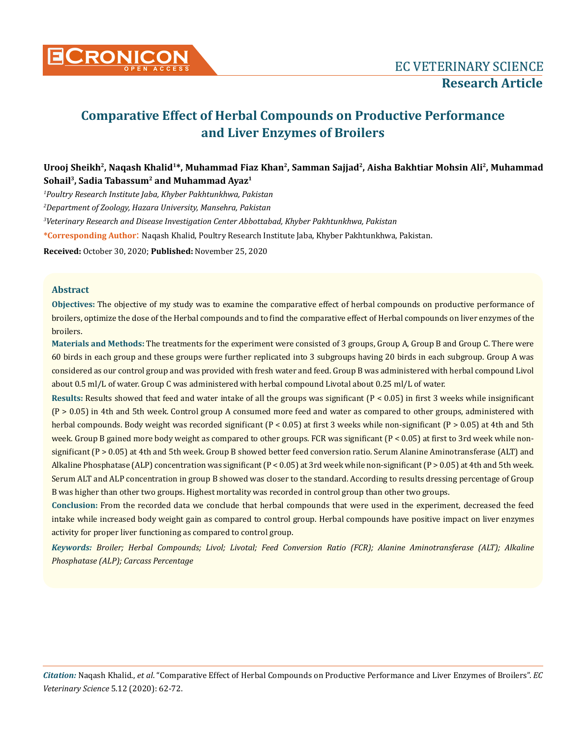# Comparative Effect of Herbal Compounds on Productive Performance and Liver Enzymes of Broilers

**Urooj Sheikh[2], Naqash Khalid[1]*, Muhammad Fiaz Khan[2], Samman Sajjad[2], Aisha Bakhtiar Mohsin Ali[2], Muhammad Sohail[3], Sadia Tabassum[2] and Muhammad Ayaz[1]**

*[1]Poultry Research Institute Jaba, Khyber Pakhtunkhwa, Pakistan*

*[2]Department of Zoology, Hazara University, Mansehra, Pakistan*

*[3]Veterinary Research and Disease Investigation Center Abbottabad, Khyber Pakhtunkhwa, Pakistan*

**\*Corresponding Author:** Naqash Khalid, Poultry Research Institute Jaba, Khyber Pakhtunkhwa, Pakistan.

**Received:** October 30, 2020; **Published:** November 25, 2020

## Abstract

**Objectives:** The objective of my study was to examine the comparative effect of herbal compounds on productive performance of broilers, optimize the dose of the Herbal compounds and to find the comparative effect of Herbal compounds on liver enzymes of the broilers.

**Materials and Methods:** The treatments for the experiment were consisted of 3 groups, Group A, Group B and Group C. There were 60 birds in each group and these groups were further replicated into 3 subgroups having 20 birds in each subgroup. Group A was considered as our control group and was provided with fresh water and feed. Group B was administered with herbal compound Livol about 0.5 ml/L of water. Group C was administered with herbal compound Livotal about 0.25 ml/L of water.

**Results:** Results showed that feed and water intake of all the groups was significant ($P < 0.05$) in first 3 weeks while insignificant ($P > 0.05$) in 4th and 5th week. Control group A consumed more feed and water as compared to other groups, administered with herbal compounds. Body weight was recorded significant ($P < 0.05$) at first 3 weeks while non-significant ($P > 0.05$) at 4th and 5th week. Group B gained more body weight as compared to other groups. FCR was significant ($P < 0.05$) at first to 3rd week while non-significant ($P > 0.05$) at 4th and 5th week. Group B showed better feed conversion ratio. Serum Alanine Aminotransferase (ALT) and Alkaline Phosphatase (ALP) concentration was significant ($P < 0.05$) at 3rd week while non-significant ($P > 0.05$) at 4th and 5th week. Serum ALT and ALP concentration in group B showed was closer to the standard. According to results dressing percentage of Group B was higher than other two groups. Highest mortality was recorded in control group than other two groups.

**Conclusion:** From the recorded data we conclude that herbal compounds that were used in the experiment, decreased the feed intake while increased body weight gain as compared to control group. Herbal compounds have positive impact on liver enzymes activity for proper liver functioning as compared to control group.

***Keywords:*** *Broiler; Herbal Compounds; Livol; Livotal; Feed Conversion Ratio (FCR); Alanine Aminotransferase (ALT); Alkaline Phosphatase (ALP); Carcass Percentage*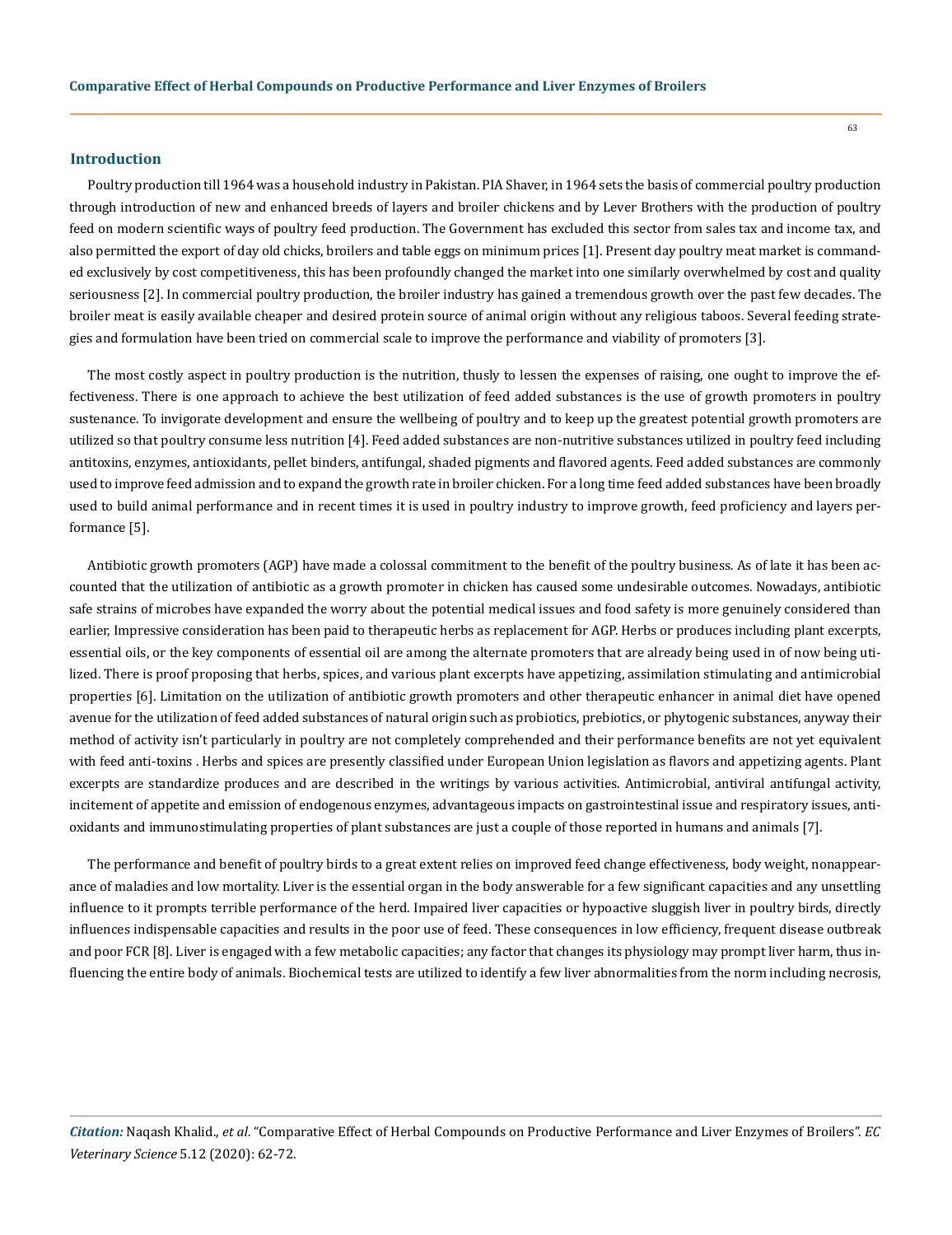## Introduction

Poultry production till 1964 was a household industry in Pakistan. PIA Shaver, in 1964 sets the basis of commercial poultry production through introduction of new and enhanced breeds of layers and broiler chickens and by Lever Brothers with the production of poultry feed on modern scientific ways of poultry feed production. The Government has excluded this sector from sales tax and income tax, and also permitted the export of day old chicks, broilers and table eggs on minimum prices [1]. Present day poultry meat market is commanded exclusively by cost competitiveness, this has been profoundly changed the market into one similarly overwhelmed by cost and quality seriousness [2]. In commercial poultry production, the broiler industry has gained a tremendous growth over the past few decades. The broiler meat is easily available cheaper and desired protein source of animal origin without any religious taboos. Several feeding strategies and formulation have been tried on commercial scale to improve the performance and viability of promoters [3].

The most costly aspect in poultry production is the nutrition, thusly to lessen the expenses of raising, one ought to improve the effectiveness. There is one approach to achieve the best utilization of feed added substances is the use of growth promoters in poultry sustenance. To invigorate development and ensure the wellbeing of poultry and to keep up the greatest potential growth promoters are utilized so that poultry consume less nutrition [4]. Feed added substances are non-nutritive substances utilized in poultry feed including antitoxins, enzymes, antioxidants, pellet binders, antifungal, shaded pigments and flavored agents. Feed added substances are commonly used to improve feed admission and to expand the growth rate in broiler chicken. For a long time feed added substances have been broadly used to build animal performance and in recent times it is used in poultry industry to improve growth, feed proficiency and layers performance [5].

Antibiotic growth promoters (AGP) have made a colossal commitment to the benefit of the poultry business. As of late it has been accounted that the utilization of antibiotic as a growth promoter in chicken has caused some undesirable outcomes. Nowadays, antibiotic safe strains of microbes have expanded the worry about the potential medical issues and food safety is more genuinely considered than earlier, Impressive consideration has been paid to therapeutic herbs as replacement for AGP. Herbs or produces including plant excerpts, essential oils, or the key components of essential oil are among the alternate promoters that are already being used in of now being utilized. There is proof proposing that herbs, spices, and various plant excerpts have appetizing, assimilation stimulating and antimicrobial properties [6]. Limitation on the utilization of antibiotic growth promoters and other therapeutic enhancer in animal diet have opened avenue for the utilization of feed added substances of natural origin such as probiotics, prebiotics, or phytogenic substances, anyway their method of activity isn't particularly in poultry are not completely comprehended and their performance benefits are not yet equivalent with feed anti-toxins . Herbs and spices are presently classified under European Union legislation as flavors and appetizing agents. Plant excerpts are standardize produces and are described in the writings by various activities. Antimicrobial, antiviral antifungal activity, incitement of appetite and emission of endogenous enzymes, advantageous impacts on gastrointestinal issue and respiratory issues, antioxidants and immunostimulating properties of plant substances are just a couple of those reported in humans and animals [7].

The performance and benefit of poultry birds to a great extent relies on improved feed change effectiveness, body weight, nonappearance of maladies and low mortality. Liver is the essential organ in the body answerable for a few significant capacities and any unsettling influence to it prompts terrible performance of the herd. Impaired liver capacities or hypoactive sluggish liver in poultry birds, directly influences indispensable capacities and results in the poor use of feed. These consequences in low efficiency, frequent disease outbreak and poor FCR [8]. Liver is engaged with a few metabolic capacities; any factor that changes its physiology may prompt liver harm, thus influencing the entire body of animals. Biochemical tests are utilized to identify a few liver abnormalities from the norm including necrosis,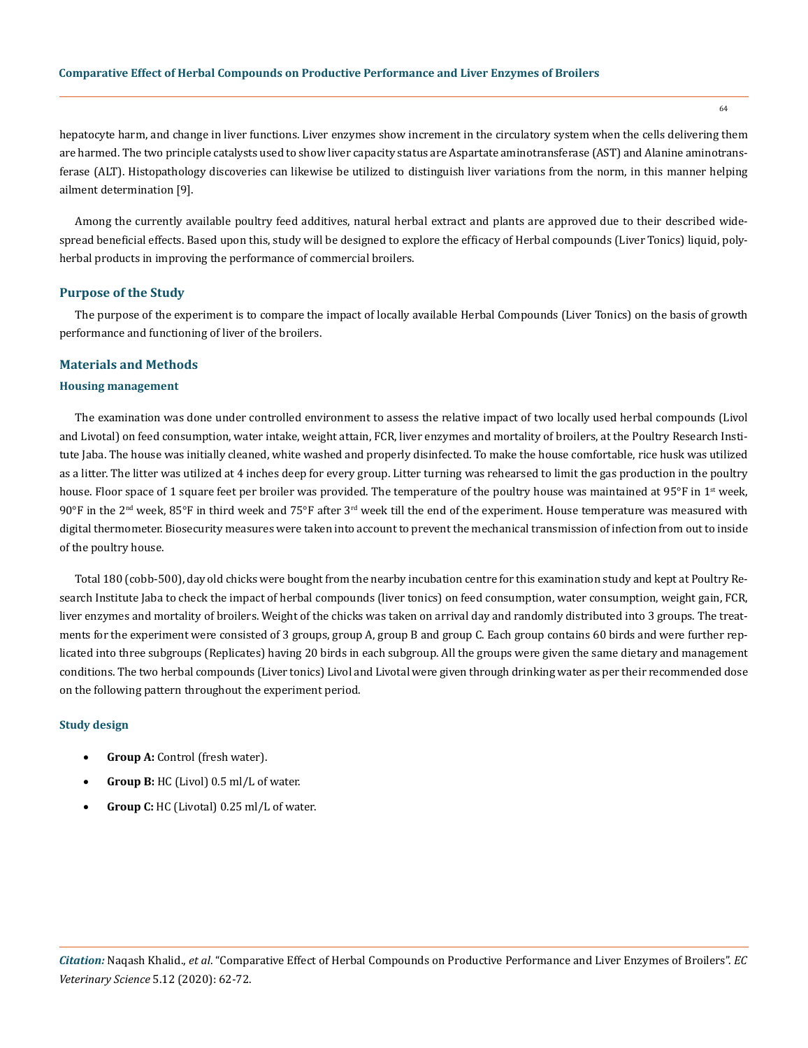hepatocyte harm, and change in liver functions. Liver enzymes show increment in the circulatory system when the cells delivering them are harmed. The two principle catalysts used to show liver capacity status are Aspartate aminotransferase (AST) and Alanine aminotransferase (ALT). Histopathology discoveries can likewise be utilized to distinguish liver variations from the norm, in this manner helping ailment determination [9].

Among the currently available poultry feed additives, natural herbal extract and plants are approved due to their described widespread beneficial effects. Based upon this, study will be designed to explore the efficacy of Herbal compounds (Liver Tonics) liquid, polyherbal products in improving the performance of commercial broilers.

## Purpose of the Study

The purpose of the experiment is to compare the impact of locally available Herbal Compounds (Liver Tonics) on the basis of growth performance and functioning of liver of the broilers.

## Materials and Methods

### Housing management

The examination was done under controlled environment to assess the relative impact of two locally used herbal compounds (Livol and Livotal) on feed consumption, water intake, weight attain, FCR, liver enzymes and mortality of broilers, at the Poultry Research Institute Jaba. The house was initially cleaned, white washed and properly disinfected. To make the house comfortable, rice husk was utilized as a litter. The litter was utilized at 4 inches deep for every group. Litter turning was rehearsed to limit the gas production in the poultry house. Floor space of 1 square feet per broiler was provided. The temperature of the poultry house was maintained at 95°F in 1$^{st}$ week, 90°F in the 2$^{nd}$ week, 85°F in third week and 75°F after 3$^{rd}$ week till the end of the experiment. House temperature was measured with digital thermometer. Biosecurity measures were taken into account to prevent the mechanical transmission of infection from out to inside of the poultry house.

Total 180 (cobb-500), day old chicks were bought from the nearby incubation centre for this examination study and kept at Poultry Research Institute Jaba to check the impact of herbal compounds (liver tonics) on feed consumption, water consumption, weight gain, FCR, liver enzymes and mortality of broilers. Weight of the chicks was taken on arrival day and randomly distributed into 3 groups. The treatments for the experiment were consisted of 3 groups, group A, group B and group C. Each group contains 60 birds and were further replicated into three subgroups (Replicates) having 20 birds in each subgroup. All the groups were given the same dietary and management conditions. The two herbal compounds (Liver tonics) Livol and Livotal were given through drinking water as per their recommended dose on the following pattern throughout the experiment period.

### Study design

- **Group A:** Control (fresh water).
- **Group B:** HC (Livol) 0.5 ml/L of water.
- **Group C:** HC (Livotal) 0.25 ml/L of water.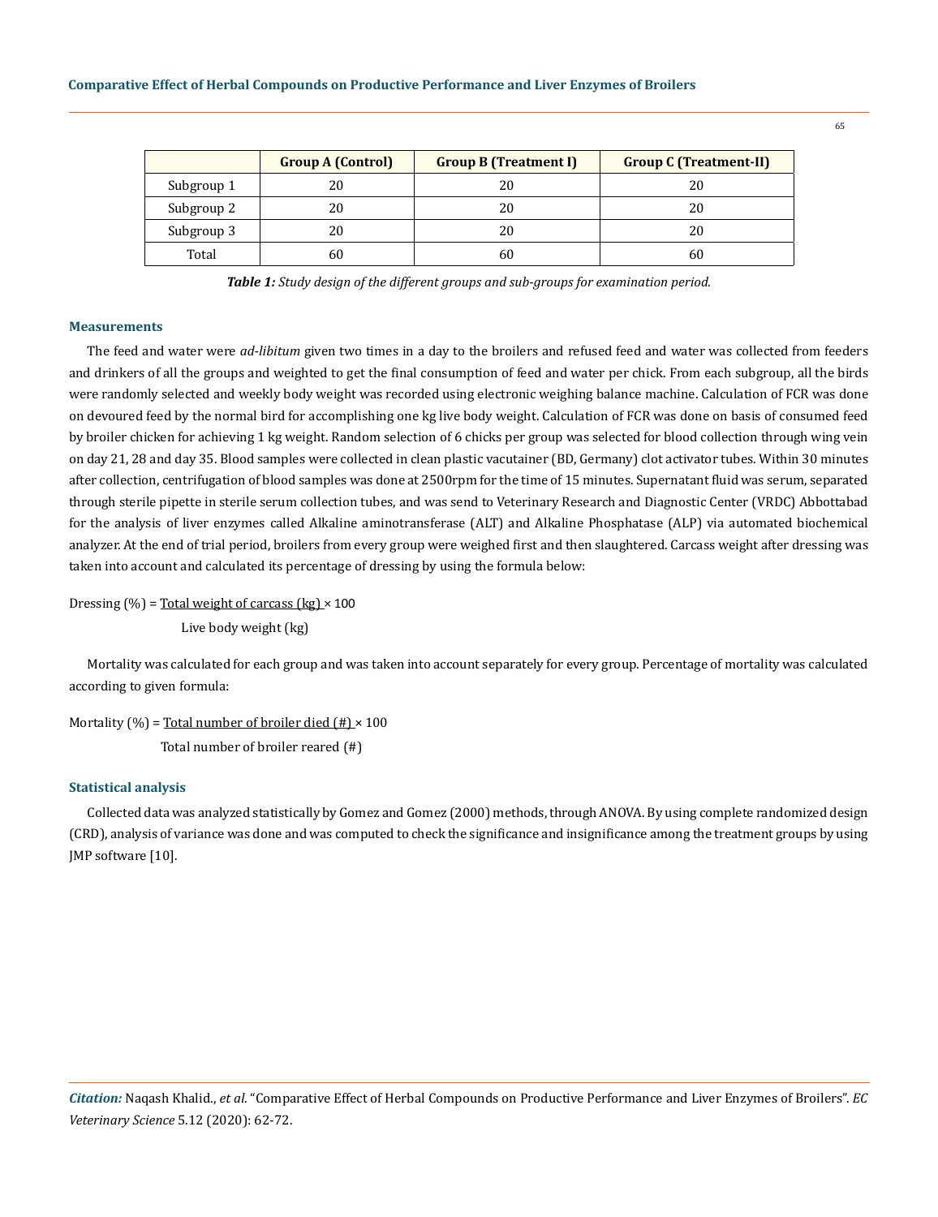| | Group A (Control) | Group B (Treatment I) | Group C (Treatment-II) |
|---|---|---|---|
| Subgroup 1 | 20 | 20 | 20 |
| Subgroup 2 | 20 | 20 | 20 |
| Subgroup 3 | 20 | 20 | 20 |
| Total | 60 | 60 | 60 |

***Table 1:*** *Study design of the different groups and sub-groups for examination period.*

### Measurements

The feed and water were *ad-libitum* given two times in a day to the broilers and refused feed and water was collected from feeders and drinkers of all the groups and weighted to get the final consumption of feed and water per chick. From each subgroup, all the birds were randomly selected and weekly body weight was recorded using electronic weighing balance machine. Calculation of FCR was done on devoured feed by the normal bird for accomplishing one kg live body weight. Calculation of FCR was done on basis of consumed feed by broiler chicken for achieving 1 kg weight. Random selection of 6 chicks per group was selected for blood collection through wing vein on day 21, 28 and day 35. Blood samples were collected in clean plastic vacutainer (BD, Germany) clot activator tubes. Within 30 minutes after collection, centrifugation of blood samples was done at 2500rpm for the time of 15 minutes. Supernatant fluid was serum, separated through sterile pipette in sterile serum collection tubes, and was send to Veterinary Research and Diagnostic Center (VRDC) Abbottabad for the analysis of liver enzymes called Alkaline aminotransferase (ALT) and Alkaline Phosphatase (ALP) via automated biochemical analyzer. At the end of trial period, broilers from every group were weighed first and then slaughtered. Carcass weight after dressing was taken into account and calculated its percentage of dressing by using the formula below:

$$\text{Dressing (\%)} = \frac{\text{Total weight of carcass (kg)}}{\text{Live body weight (kg)}} \times 100$$

Mortality was calculated for each group and was taken into account separately for every group. Percentage of mortality was calculated according to given formula:

$$\text{Mortality (\%)} = \frac{\text{Total number of broiler died (\#)}}{\text{Total number of broiler reared (\#)}} \times 100$$

### Statistical analysis

Collected data was analyzed statistically by Gomez and Gomez (2000) methods, through ANOVA. By using complete randomized design (CRD), analysis of variance was done and was computed to check the significance and insignificance among the treatment groups by using JMP software [10].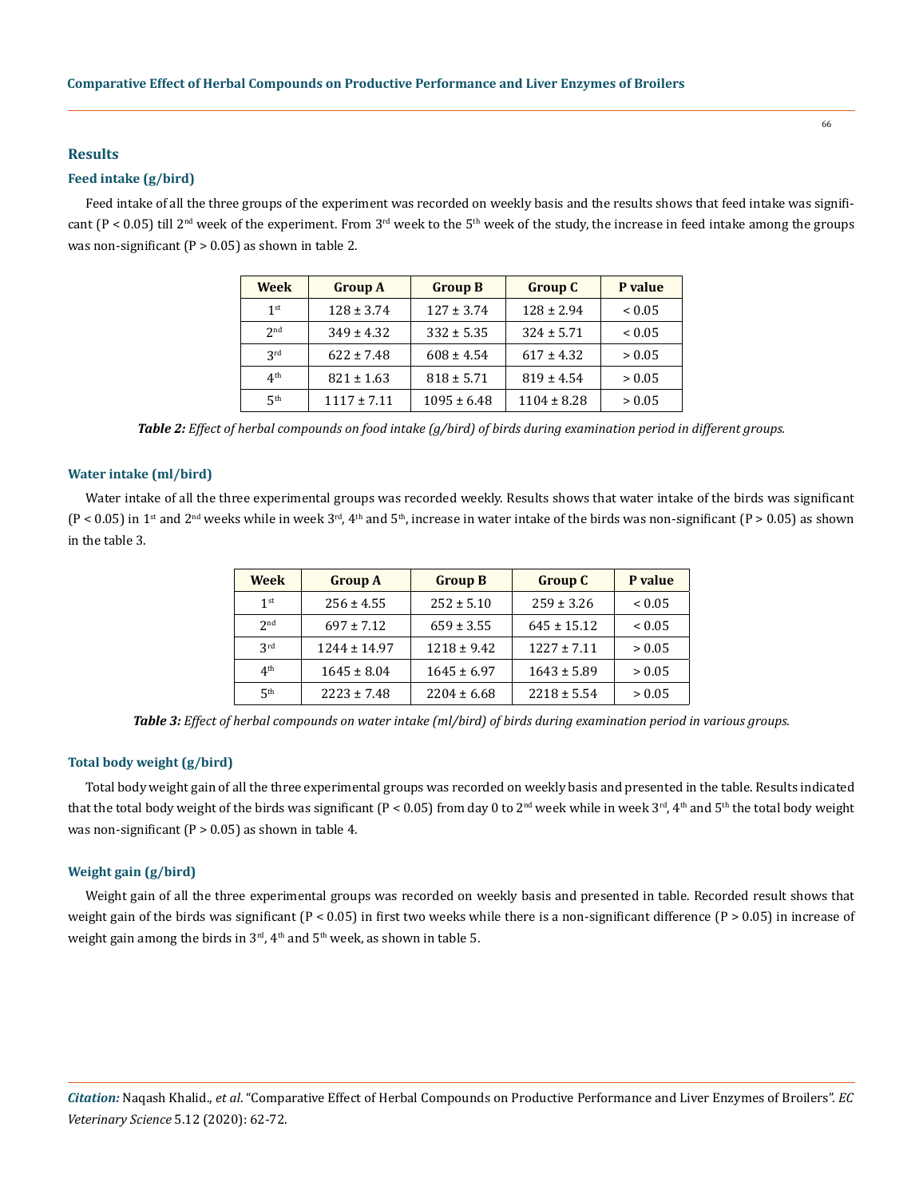## Results

### Feed intake (g/bird)

Feed intake of all the three groups of the experiment was recorded on weekly basis and the results shows that feed intake was significant ($P < 0.05$) till 2nd week of the experiment. From 3rd week to the 5th week of the study, the increase in feed intake among the groups was non-significant ($P > 0.05$) as shown in table 2.

| Week | Group A | Group B | Group C | P value |
|---|---|---|---|---|
| 1st | 128 ± 3.74 | 127 ± 3.74 | 128 ± 2.94 | < 0.05 |
| 2nd | 349 ± 4.32 | 332 ± 5.35 | 324 ± 5.71 | < 0.05 |
| 3rd | 622 ± 7.48 | 608 ± 4.54 | 617 ± 4.32 | > 0.05 |
| 4th | 821 ± 1.63 | 818 ± 5.71 | 819 ± 4.54 | > 0.05 |
| 5th | 1117 ± 7.11 | 1095 ± 6.48 | 1104 ± 8.28 | > 0.05 |

***Table 2:*** *Effect of herbal compounds on food intake (g/bird) of birds during examination period in different groups.*

### Water intake (ml/bird)

Water intake of all the three experimental groups was recorded weekly. Results shows that water intake of the birds was significant ($P < 0.05$) in 1st and 2nd weeks while in week 3rd, 4th and 5th, increase in water intake of the birds was non-significant ($P > 0.05$) as shown in the table 3.

| Week | Group A | Group B | Group C | P value |
|---|---|---|---|---|
| 1st | 256 ± 4.55 | 252 ± 5.10 | 259 ± 3.26 | < 0.05 |
| 2nd | 697 ± 7.12 | 659 ± 3.55 | 645 ± 15.12 | < 0.05 |
| 3rd | 1244 ± 14.97 | 1218 ± 9.42 | 1227 ± 7.11 | > 0.05 |
| 4th | 1645 ± 8.04 | 1645 ± 6.97 | 1643 ± 5.89 | > 0.05 |
| 5th | 2223 ± 7.48 | 2204 ± 6.68 | 2218 ± 5.54 | > 0.05 |

***Table 3:*** *Effect of herbal compounds on water intake (ml/bird) of birds during examination period in various groups.*

### Total body weight (g/bird)

Total body weight gain of all the three experimental groups was recorded on weekly basis and presented in the table. Results indicated that the total body weight of the birds was significant ($P < 0.05$) from day 0 to 2nd week while in week 3rd, 4th and 5th the total body weight was non-significant ($P > 0.05$) as shown in table 4.

### Weight gain (g/bird)

Weight gain of all the three experimental groups was recorded on weekly basis and presented in table. Recorded result shows that weight gain of the birds was significant ($P < 0.05$) in first two weeks while there is a non-significant difference ($P > 0.05$) in increase of weight gain among the birds in 3rd, 4th and 5th week, as shown in table 5.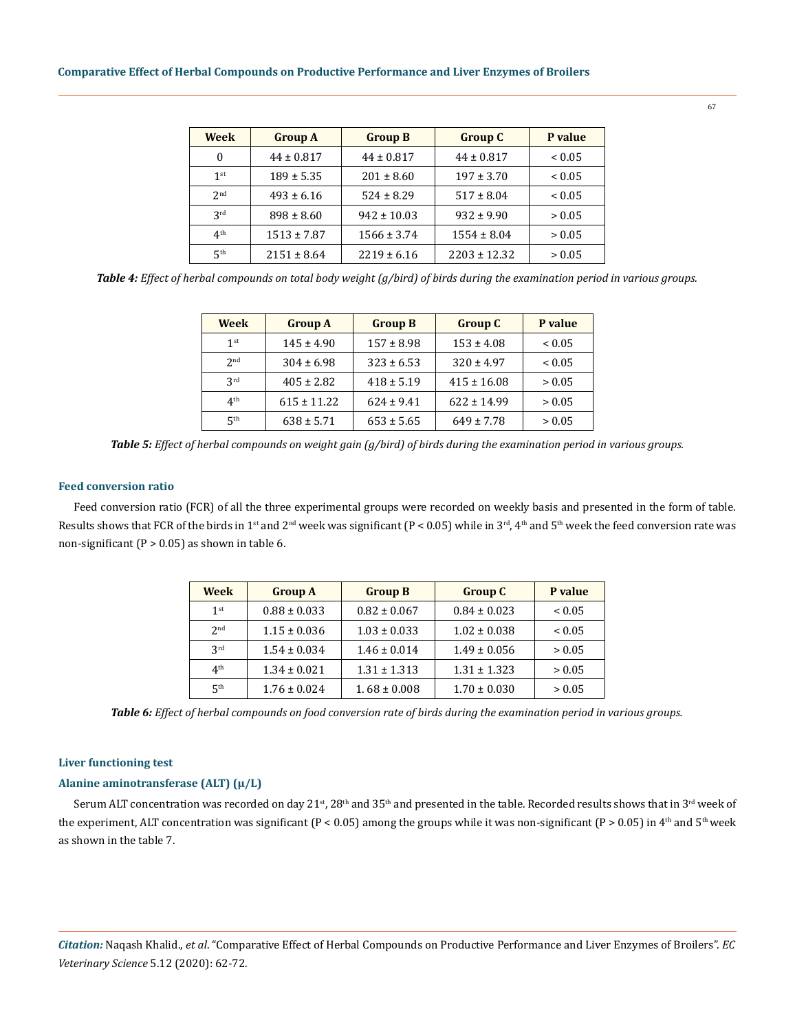| Week | Group A | Group B | Group C | P value |
|---|---|---|---|---|
| 0 | 44 ± 0.817 | 44 ± 0.817 | 44 ± 0.817 | < 0.05 |
| 1st | 189 ± 5.35 | 201 ± 8.60 | 197 ± 3.70 | < 0.05 |
| 2nd | 493 ± 6.16 | 524 ± 8.29 | 517 ± 8.04 | < 0.05 |
| 3rd | 898 ± 8.60 | 942 ± 10.03 | 932 ± 9.90 | > 0.05 |
| 4th | 1513 ± 7.87 | 1566 ± 3.74 | 1554 ± 8.04 | > 0.05 |
| 5th | 2151 ± 8.64 | 2219 ± 6.16 | 2203 ± 12.32 | > 0.05 |

***Table 4:*** *Effect of herbal compounds on total body weight (g/bird) of birds during the examination period in various groups.*

| Week | Group A | Group B | Group C | P value |
|---|---|---|---|---|
| 1st | 145 ± 4.90 | 157 ± 8.98 | 153 ± 4.08 | < 0.05 |
| 2nd | 304 ± 6.98 | 323 ± 6.53 | 320 ± 4.97 | < 0.05 |
| 3rd | 405 ± 2.82 | 418 ± 5.19 | 415 ± 16.08 | > 0.05 |
| 4th | 615 ± 11.22 | 624 ± 9.41 | 622 ± 14.99 | > 0.05 |
| 5th | 638 ± 5.71 | 653 ± 5.65 | 649 ± 7.78 | > 0.05 |

***Table 5:*** *Effect of herbal compounds on weight gain (g/bird) of birds during the examination period in various groups.*

### Feed conversion ratio

Feed conversion ratio (FCR) of all the three experimental groups were recorded on weekly basis and presented in the form of table. Results shows that FCR of the birds in 1st and 2nd week was significant ($P < 0.05$) while in 3rd, 4th and 5th week the feed conversion rate was non-significant ($P > 0.05$) as shown in table 6.

| Week | Group A | Group B | Group C | P value |
|---|---|---|---|---|
| 1st | 0.88 ± 0.033 | 0.82 ± 0.067 | 0.84 ± 0.023 | < 0.05 |
| 2nd | 1.15 ± 0.036 | 1.03 ± 0.033 | 1.02 ± 0.038 | < 0.05 |
| 3rd | 1.54 ± 0.034 | 1.46 ± 0.014 | 1.49 ± 0.056 | > 0.05 |
| 4th | 1.34 ± 0.021 | 1.31 ± 1.313 | 1.31 ± 1.323 | > 0.05 |
| 5th | 1.76 ± 0.024 | 1. 68 ± 0.008 | 1.70 ± 0.030 | > 0.05 |

***Table 6:*** *Effect of herbal compounds on food conversion rate of birds during the examination period in various groups.*

### Liver functioning test

### Alanine aminotransferase (ALT) (μ/L)

Serum ALT concentration was recorded on day 21st, 28th and 35th and presented in the table. Recorded results shows that in 3rd week of the experiment, ALT concentration was significant ($P < 0.05$) among the groups while it was non-significant ($P > 0.05$) in 4th and 5th week as shown in the table 7.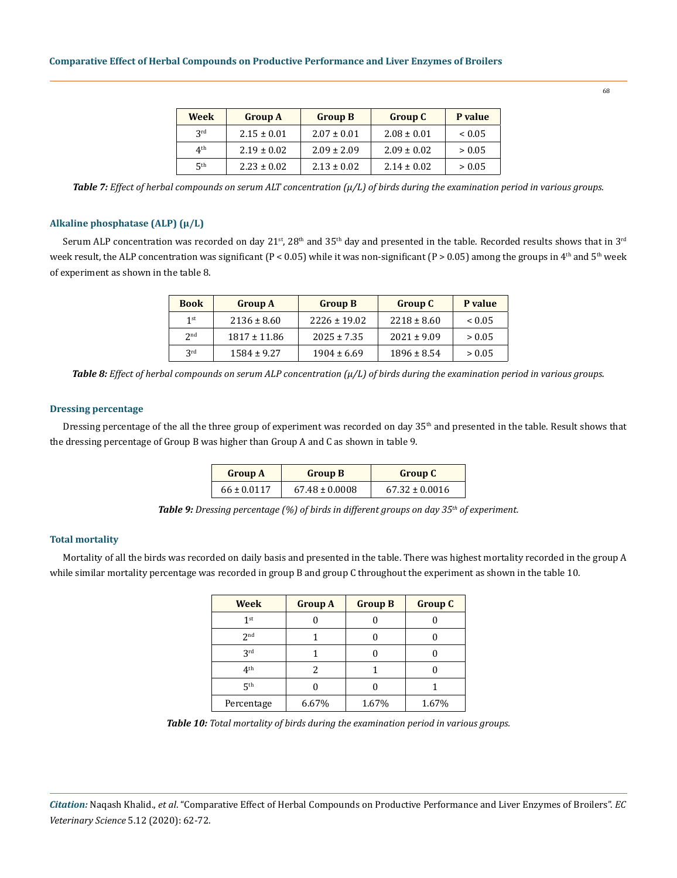| Week | Group A | Group B | Group C | P value |
|---|---|---|---|---|
| 3rd | 2.15 ± 0.01 | 2.07 ± 0.01 | 2.08 ± 0.01 | < 0.05 |
| 4th | 2.19 ± 0.02 | 2.09 ± 2.09 | 2.09 ± 0.02 | > 0.05 |
| 5th | 2.23 ± 0.02 | 2.13 ± 0.02 | 2.14 ± 0.02 | > 0.05 |

***Table 7:*** *Effect of herbal compounds on serum ALT concentration (μ/L) of birds during the examination period in various groups.*

### Alkaline phosphatase (ALP) (μ/L)

Serum ALP concentration was recorded on day 21st, 28th and 35th day and presented in the table. Recorded results shows that in 3rd week result, the ALP concentration was significant (P < 0.05) while it was non-significant (P > 0.05) among the groups in 4th and 5th week of experiment as shown in the table 8.

| Book | Group A | Group B | Group C | P value |
|---|---|---|---|---|
| 1st | 2136 ± 8.60 | 2226 ± 19.02 | 2218 ± 8.60 | < 0.05 |
| 2nd | 1817 ± 11.86 | 2025 ± 7.35 | 2021 ± 9.09 | > 0.05 |
| 3rd | 1584 ± 9.27 | 1904 ± 6.69 | 1896 ± 8.54 | > 0.05 |

***Table 8:*** *Effect of herbal compounds on serum ALP concentration (μ/L) of birds during the examination period in various groups.*

### Dressing percentage

Dressing percentage of the all the three group of experiment was recorded on day 35th and presented in the table. Result shows that the dressing percentage of Group B was higher than Group A and C as shown in table 9.

| Group A | Group B | Group C |
|---|---|---|
| 66 ± 0.0117 | 67.48 ± 0.0008 | 67.32 ± 0.0016 |

***Table 9:*** *Dressing percentage (%) of birds in different groups on day 35th of experiment.*

### Total mortality

Mortality of all the birds was recorded on daily basis and presented in the table. There was highest mortality recorded in the group A while similar mortality percentage was recorded in group B and group C throughout the experiment as shown in the table 10.

| Week | Group A | Group B | Group C |
|---|---|---|---|
| 1st | 0 | 0 | 0 |
| 2nd | 1 | 0 | 0 |
| 3rd | 1 | 0 | 0 |
| 4th | 2 | 1 | 0 |
| 5th | 0 | 0 | 1 |
| Percentage | 6.67% | 1.67% | 1.67% |

***Table 10:*** *Total mortality of birds during the examination period in various groups.*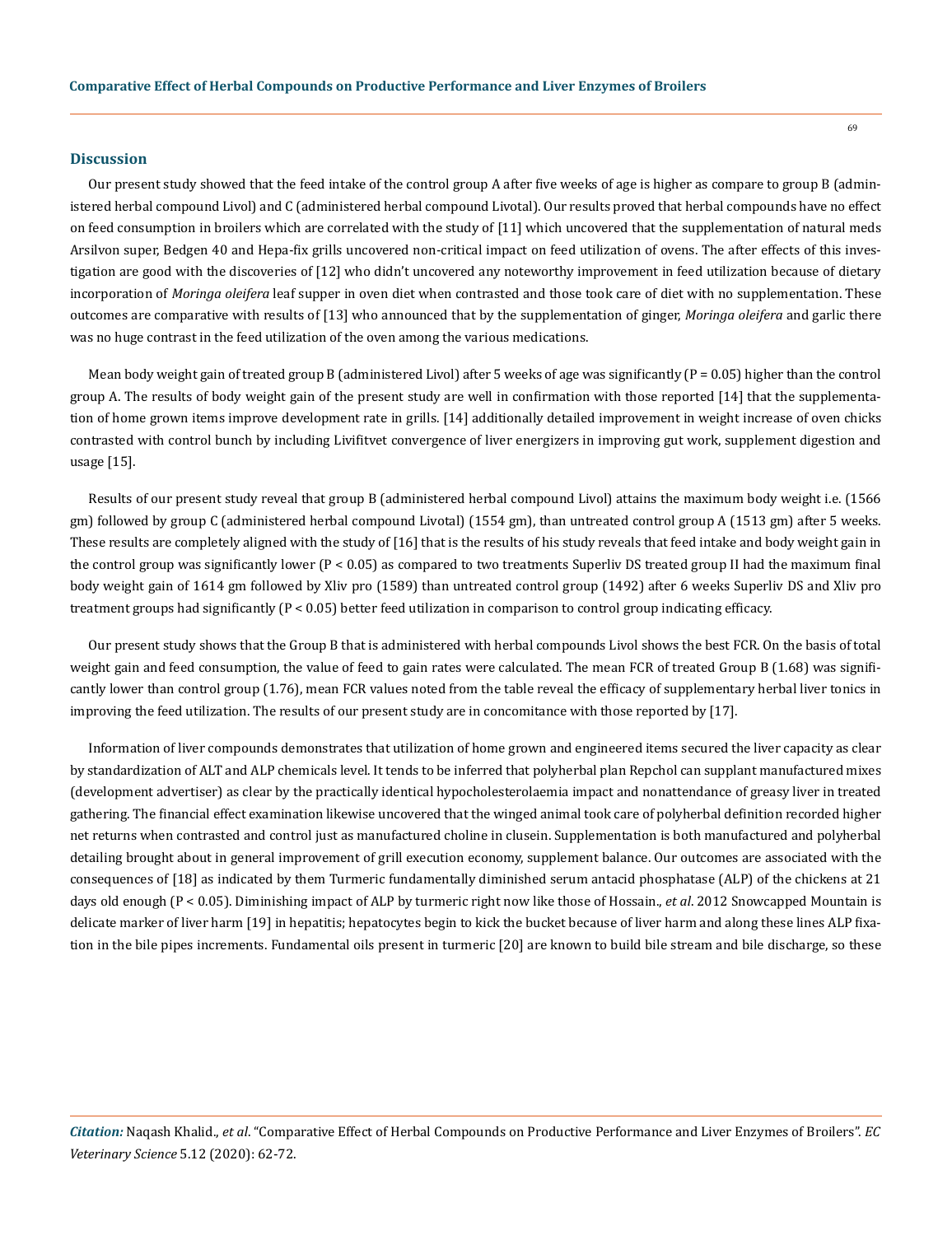## Discussion

Our present study showed that the feed intake of the control group A after five weeks of age is higher as compare to group B (administered herbal compound Livol) and C (administered herbal compound Livotal). Our results proved that herbal compounds have no effect on feed consumption in broilers which are correlated with the study of [11] which uncovered that the supplementation of natural meds Arsilvon super, Bedgen 40 and Hepa-fix grills uncovered non-critical impact on feed utilization of ovens. The after effects of this investigation are good with the discoveries of [12] who didn't uncovered any noteworthy improvement in feed utilization because of dietary incorporation of *Moringa oleifera* leaf supper in oven diet when contrasted and those took care of diet with no supplementation. These outcomes are comparative with results of [13] who announced that by the supplementation of ginger, *Moringa oleifera* and garlic there was no huge contrast in the feed utilization of the oven among the various medications.

Mean body weight gain of treated group B (administered Livol) after 5 weeks of age was significantly ($P = 0.05$) higher than the control group A. The results of body weight gain of the present study are well in confirmation with those reported [14] that the supplementation of home grown items improve development rate in grills. [14] additionally detailed improvement in weight increase of oven chicks contrasted with control bunch by including Livifitvet convergence of liver energizers in improving gut work, supplement digestion and usage [15].

Results of our present study reveal that group B (administered herbal compound Livol) attains the maximum body weight i.e. (1566 gm) followed by group C (administered herbal compound Livotal) (1554 gm), than untreated control group A (1513 gm) after 5 weeks. These results are completely aligned with the study of [16] that is the results of his study reveals that feed intake and body weight gain in the control group was significantly lower ($P < 0.05$) as compared to two treatments Superliv DS treated group II had the maximum final body weight gain of 1614 gm followed by Xliv pro (1589) than untreated control group (1492) after 6 weeks Superliv DS and Xliv pro treatment groups had significantly ($P < 0.05$) better feed utilization in comparison to control group indicating efficacy.

Our present study shows that the Group B that is administered with herbal compounds Livol shows the best FCR. On the basis of total weight gain and feed consumption, the value of feed to gain rates were calculated. The mean FCR of treated Group B (1.68) was significantly lower than control group (1.76), mean FCR values noted from the table reveal the efficacy of supplementary herbal liver tonics in improving the feed utilization. The results of our present study are in concomitance with those reported by [17].

Information of liver compounds demonstrates that utilization of home grown and engineered items secured the liver capacity as clear by standardization of ALT and ALP chemicals level. It tends to be inferred that polyherbal plan Repchol can supplant manufactured mixes (development advertiser) as clear by the practically identical hypocholesterolaemia impact and nonattendance of greasy liver in treated gathering. The financial effect examination likewise uncovered that the winged animal took care of polyherbal definition recorded higher net returns when contrasted and control just as manufactured choline in clusein. Supplementation is both manufactured and polyherbal detailing brought about in general improvement of grill execution economy, supplement balance. Our outcomes are associated with the consequences of [18] as indicated by them Turmeric fundamentally diminished serum antacid phosphatase (ALP) of the chickens at 21 days old enough ($P < 0.05$). Diminishing impact of ALP by turmeric right now like those of Hossain., *et al*. 2012 Snowcapped Mountain is delicate marker of liver harm [19] in hepatitis; hepatocytes begin to kick the bucket because of liver harm and along these lines ALP fixation in the bile pipes increments. Fundamental oils present in turmeric [20] are known to build bile stream and bile discharge, so these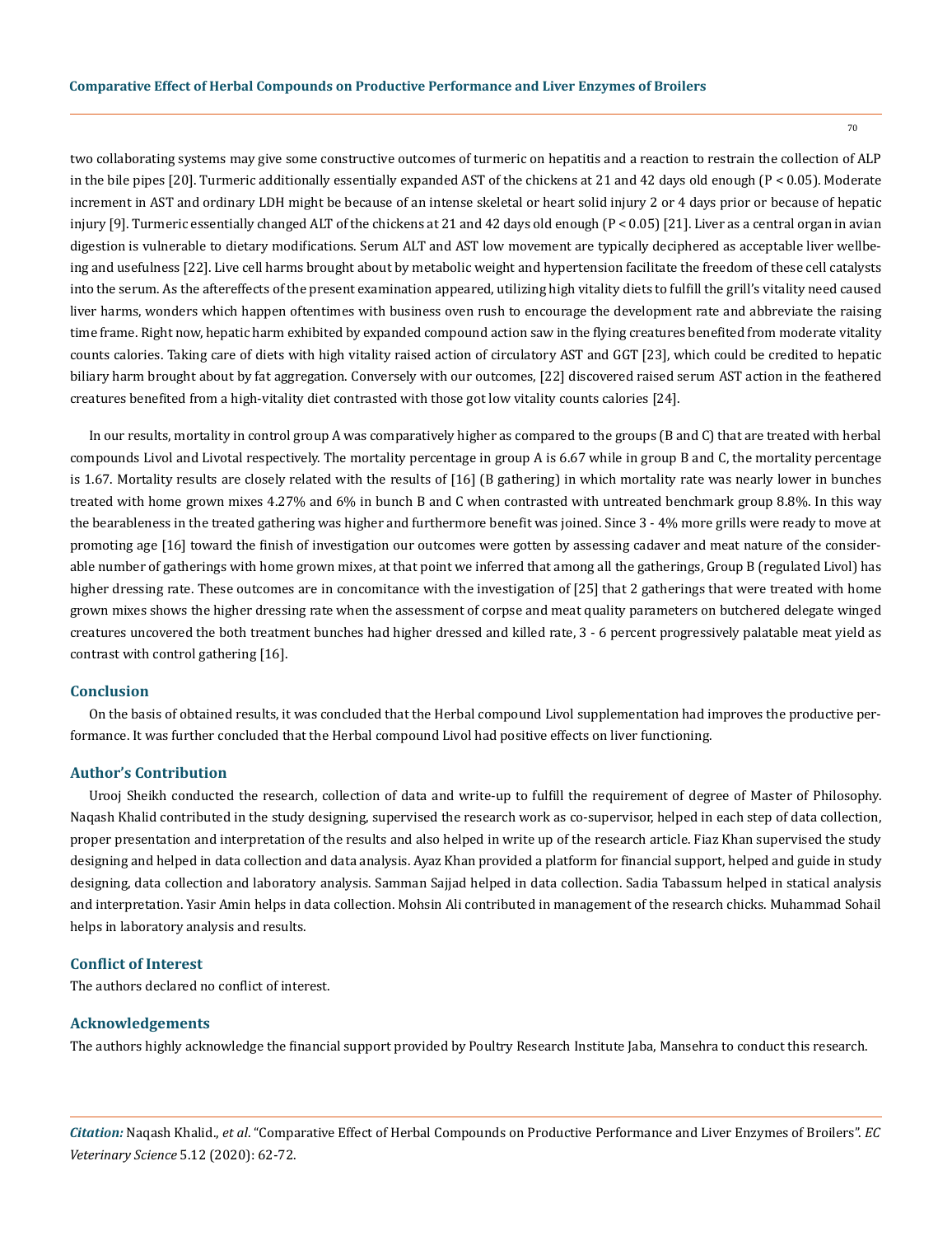two collaborating systems may give some constructive outcomes of turmeric on hepatitis and a reaction to restrain the collection of ALP in the bile pipes [20]. Turmeric additionally essentially expanded AST of the chickens at 21 and 42 days old enough ($P < 0.05$). Moderate increment in AST and ordinary LDH might be because of an intense skeletal or heart solid injury 2 or 4 days prior or because of hepatic injury [9]. Turmeric essentially changed ALT of the chickens at 21 and 42 days old enough ($P < 0.05$) [21]. Liver as a central organ in avian digestion is vulnerable to dietary modifications. Serum ALT and AST low movement are typically deciphered as acceptable liver wellbeing and usefulness [22]. Live cell harms brought about by metabolic weight and hypertension facilitate the freedom of these cell catalysts into the serum. As the aftereffects of the present examination appeared, utilizing high vitality diets to fulfill the grill's vitality need caused liver harms, wonders which happen oftentimes with business oven rush to encourage the development rate and abbreviate the raising time frame. Right now, hepatic harm exhibited by expanded compound action saw in the flying creatures benefited from moderate vitality counts calories. Taking care of diets with high vitality raised action of circulatory AST and GGT [23], which could be credited to hepatic biliary harm brought about by fat aggregation. Conversely with our outcomes, [22] discovered raised serum AST action in the feathered creatures benefited from a high-vitality diet contrasted with those got low vitality counts calories [24].

In our results, mortality in control group A was comparatively higher as compared to the groups (B and C) that are treated with herbal compounds Livol and Livotal respectively. The mortality percentage in group A is 6.67 while in group B and C, the mortality percentage is 1.67. Mortality results are closely related with the results of [16] (B gathering) in which mortality rate was nearly lower in bunches treated with home grown mixes 4.27% and 6% in bunch B and C when contrasted with untreated benchmark group 8.8%. In this way the bearableness in the treated gathering was higher and furthermore benefit was joined. Since 3 - 4% more grills were ready to move at promoting age [16] toward the finish of investigation our outcomes were gotten by assessing cadaver and meat nature of the considerable number of gatherings with home grown mixes, at that point we inferred that among all the gatherings, Group B (regulated Livol) has higher dressing rate. These outcomes are in concomitance with the investigation of [25] that 2 gatherings that were treated with home grown mixes shows the higher dressing rate when the assessment of corpse and meat quality parameters on butchered delegate winged creatures uncovered the both treatment bunches had higher dressed and killed rate, 3 - 6 percent progressively palatable meat yield as contrast with control gathering [16].

## Conclusion

On the basis of obtained results, it was concluded that the Herbal compound Livol supplementation had improves the productive performance. It was further concluded that the Herbal compound Livol had positive effects on liver functioning.

## Author's Contribution

Urooj Sheikh conducted the research, collection of data and write-up to fulfill the requirement of degree of Master of Philosophy. Naqash Khalid contributed in the study designing, supervised the research work as co-supervisor, helped in each step of data collection, proper presentation and interpretation of the results and also helped in write up of the research article. Fiaz Khan supervised the study designing and helped in data collection and data analysis. Ayaz Khan provided a platform for financial support, helped and guide in study designing, data collection and laboratory analysis. Samman Sajjad helped in data collection. Sadia Tabassum helped in statical analysis and interpretation. Yasir Amin helps in data collection. Mohsin Ali contributed in management of the research chicks. Muhammad Sohail helps in laboratory analysis and results.

## Conflict of Interest

The authors declared no conflict of interest.

## Acknowledgements

The authors highly acknowledge the financial support provided by Poultry Research Institute Jaba, Mansehra to conduct this research.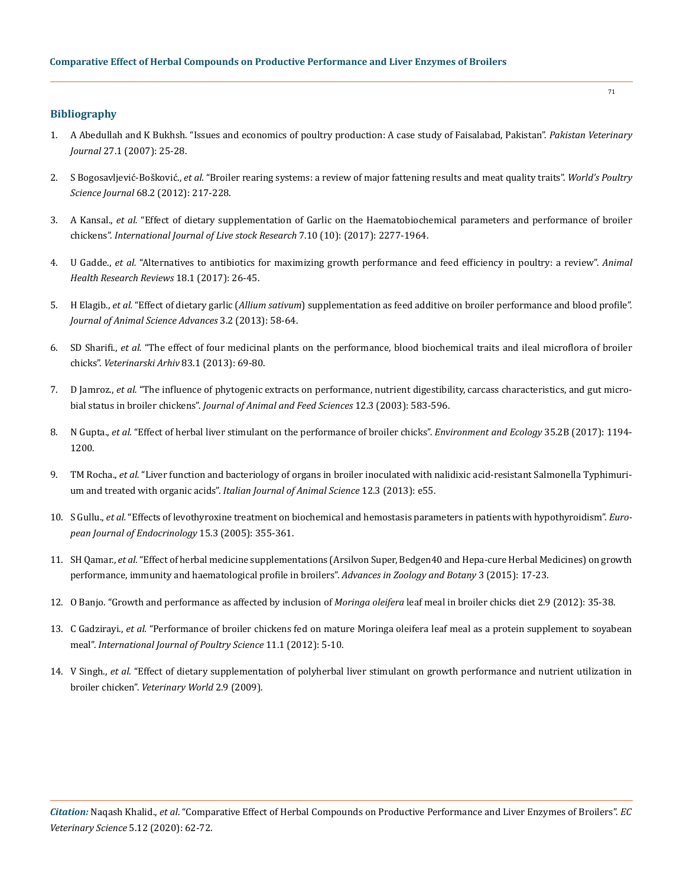## Bibliography

1. A Abedullah and K Bukhsh. "Issues and economics of poultry production: A case study of Faisalabad, Pakistan". *Pakistan Veterinary Journal* 27.1 (2007): 25-28.

2. S Bogosavljević-Bošković., *et al.* "Broiler rearing systems: a review of major fattening results and meat quality traits". *World's Poultry Science Journal* 68.2 (2012): 217-228.

3. A Kansal., *et al.* "Effect of dietary supplementation of Garlic on the Haematobiochemical parameters and performance of broiler chickens". *International Journal of Live stock Research* 7.10 (10): (2017): 2277-1964.

4. U Gadde., *et al.* "Alternatives to antibiotics for maximizing growth performance and feed efficiency in poultry: a review". *Animal Health Research Reviews* 18.1 (2017): 26-45.

5. H Elagib., *et al.* "Effect of dietary garlic (*Allium sativum*) supplementation as feed additive on broiler performance and blood profile". *Journal of Animal Science Advances* 3.2 (2013): 58-64.

6. SD Sharifi., *et al.* "The effect of four medicinal plants on the performance, blood biochemical traits and ileal microflora of broiler chicks". *Veterinarski Arhiv* 83.1 (2013): 69-80.

7. D Jamroz., *et al.* "The influence of phytogenic extracts on performance, nutrient digestibility, carcass characteristics, and gut microbial status in broiler chickens". *Journal of Animal and Feed Sciences* 12.3 (2003): 583-596.

8. N Gupta., *et al.* "Effect of herbal liver stimulant on the performance of broiler chicks". *Environment and Ecology* 35.2B (2017): 1194-1200.

9. TM Rocha., *et al.* "Liver function and bacteriology of organs in broiler inoculated with nalidixic acid-resistant Salmonella Typhimurium and treated with organic acids". *Italian Journal of Animal Science* 12.3 (2013): e55.

10. S Gullu., *et al.* "Effects of levothyroxine treatment on biochemical and hemostasis parameters in patients with hypothyroidism". *European Journal of Endocrinology* 15.3 (2005): 355-361.

11. SH Qamar., *et al.* "Effect of herbal medicine supplementations (Arsilvon Super, Bedgen40 and Hepa-cure Herbal Medicines) on growth performance, immunity and haematological profile in broilers". *Advances in Zoology and Botany* 3 (2015): 17-23.

12. O Banjo. "Growth and performance as affected by inclusion of *Moringa oleifera* leaf meal in broiler chicks diet 2.9 (2012): 35-38.

13. C Gadzirayi., *et al.* "Performance of broiler chickens fed on mature Moringa oleifera leaf meal as a protein supplement to soyabean meal". *International Journal of Poultry Science* 11.1 (2012): 5-10.

14. V Singh., *et al.* "Effect of dietary supplementation of polyherbal liver stimulant on growth performance and nutrient utilization in broiler chicken". *Veterinary World* 2.9 (2009).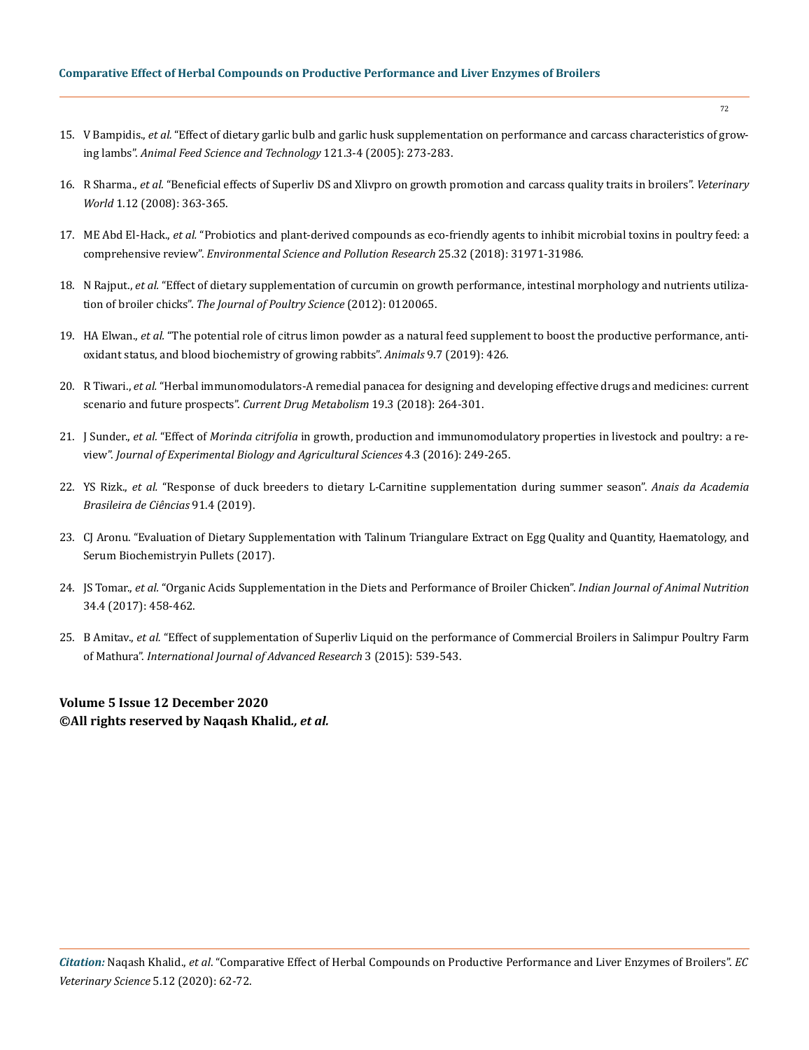15. V Bampidis., *et al.* "Effect of dietary garlic bulb and garlic husk supplementation on performance and carcass characteristics of growing lambs". *Animal Feed Science and Technology* 121.3-4 (2005): 273-283.

16. R Sharma., *et al.* "Beneficial effects of Superliv DS and Xlivpro on growth promotion and carcass quality traits in broilers". *Veterinary World* 1.12 (2008): 363-365.

17. ME Abd El-Hack., *et al.* "Probiotics and plant-derived compounds as eco-friendly agents to inhibit microbial toxins in poultry feed: a comprehensive review". *Environmental Science and Pollution Research* 25.32 (2018): 31971-31986.

18. N Rajput., *et al.* "Effect of dietary supplementation of curcumin on growth performance, intestinal morphology and nutrients utilization of broiler chicks". *The Journal of Poultry Science* (2012): 0120065.

19. HA Elwan., *et al.* "The potential role of citrus limon powder as a natural feed supplement to boost the productive performance, antioxidant status, and blood biochemistry of growing rabbits". *Animals* 9.7 (2019): 426.

20. R Tiwari., *et al.* "Herbal immunomodulators-A remedial panacea for designing and developing effective drugs and medicines: current scenario and future prospects". *Current Drug Metabolism* 19.3 (2018): 264-301.

21. J Sunder., *et al.* "Effect of *Morinda citrifolia* in growth, production and immunomodulatory properties in livestock and poultry: a review". *Journal of Experimental Biology and Agricultural Sciences* 4.3 (2016): 249-265.

22. YS Rizk., *et al.* "Response of duck breeders to dietary L-Carnitine supplementation during summer season". *Anais da Academia Brasileira de Ciências* 91.4 (2019).

23. CJ Aronu. "Evaluation of Dietary Supplementation with Talinum Triangulare Extract on Egg Quality and Quantity, Haematology, and Serum Biochemistryin Pullets (2017).

24. JS Tomar., *et al.* "Organic Acids Supplementation in the Diets and Performance of Broiler Chicken". *Indian Journal of Animal Nutrition* 34.4 (2017): 458-462.

25. B Amitav., *et al.* "Effect of supplementation of Superliv Liquid on the performance of Commercial Broilers in Salimpur Poultry Farm of Mathura". *International Journal of Advanced Research* 3 (2015): 539-543.

**Volume 5 Issue 12 December 2020**
**©All rights reserved by Naqash Khalid*., et al.***